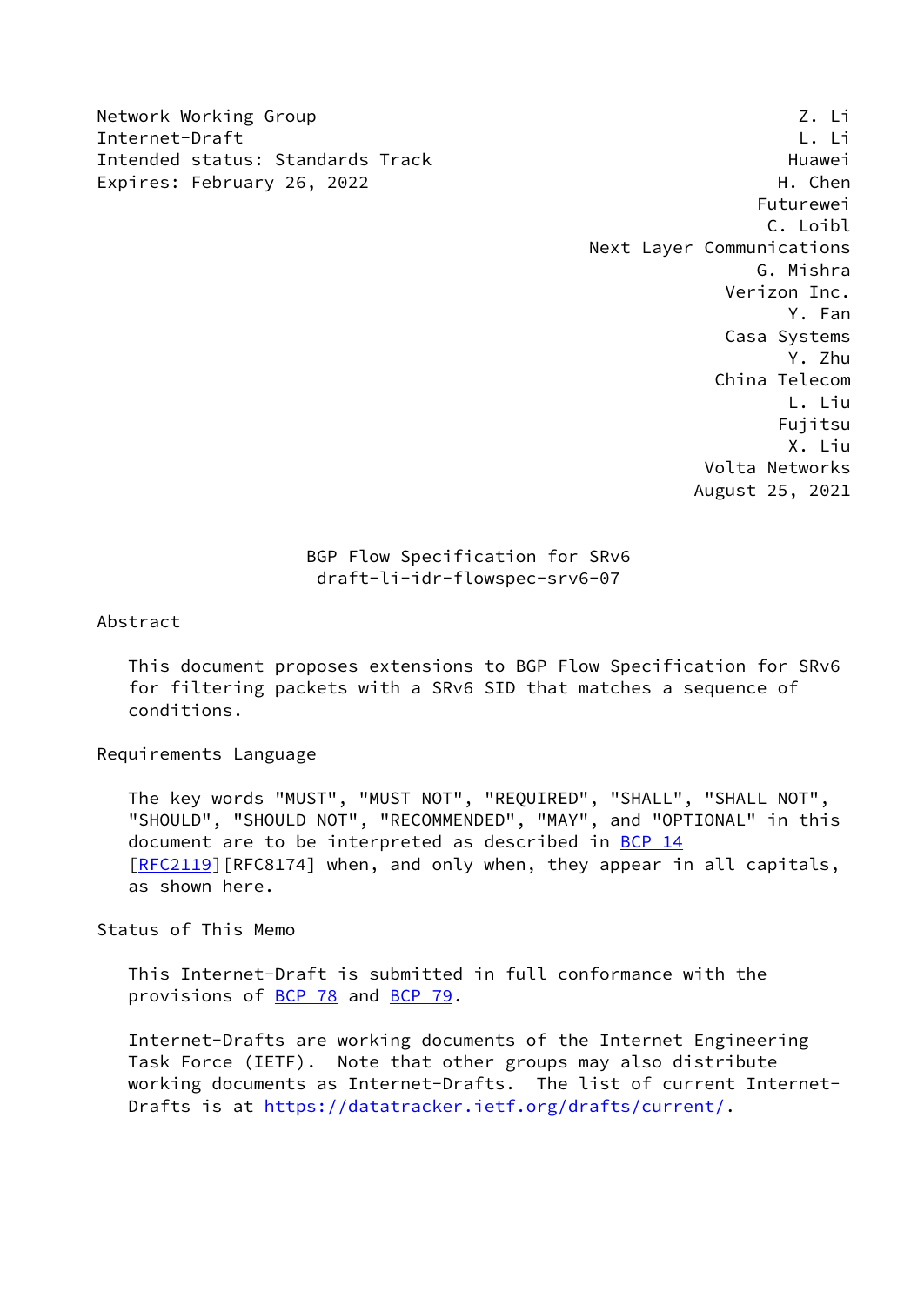Network Working Group Z. Li
Internet-Draft L. Li
Intended status: Standards Track Huawei
Expires: February 26, 2022 H. Chen
Futurewei
C. Loibl
Next Layer Communications
G. Mishra
Verizon Inc.
Y. Fan
Casa Systems
Y. Zhu
China Telecom
L. Liu
Fujitsu
X. Liu
Volta Networks
August 25, 2021

# BGP Flow Specification for SRv6
draft-li-idr-flowspec-srv6-07

## Abstract

This document proposes extensions to BGP Flow Specification for SRv6 for filtering packets with a SRv6 SID that matches a sequence of conditions.

## Requirements Language

The key words "MUST", "MUST NOT", "REQUIRED", "SHALL", "SHALL NOT", "SHOULD", "SHOULD NOT", "RECOMMENDED", "MAY", and "OPTIONAL" in this document are to be interpreted as described in BCP 14 [RFC2119][RFC8174] when, and only when, they appear in all capitals, as shown here.

## Status of This Memo

This Internet-Draft is submitted in full conformance with the provisions of BCP 78 and BCP 79.

Internet-Drafts are working documents of the Internet Engineering Task Force (IETF). Note that other groups may also distribute working documents as Internet-Drafts. The list of current Internet-Drafts is at https://datatracker.ietf.org/drafts/current/.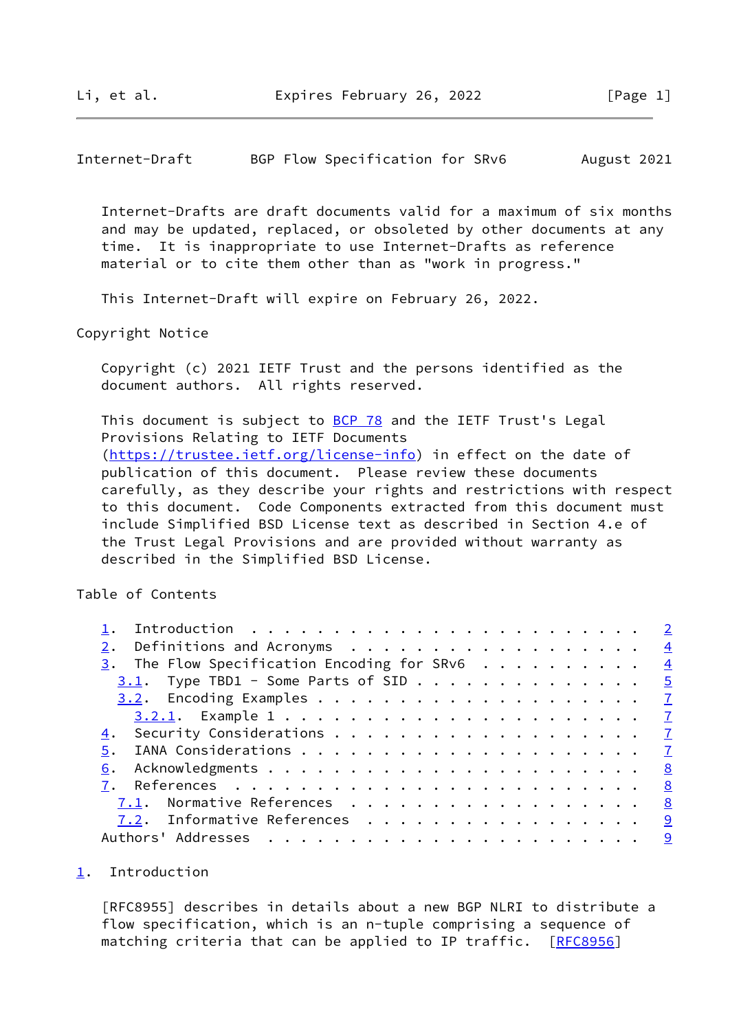Internet-Drafts are draft documents valid for a maximum of six months and may be updated, replaced, or obsoleted by other documents at any time. It is inappropriate to use Internet-Drafts as reference material or to cite them other than as "work in progress."

This Internet-Draft will expire on February 26, 2022.

Copyright Notice

Copyright (c) 2021 IETF Trust and the persons identified as the document authors. All rights reserved.

This document is subject to BCP 78 and the IETF Trust's Legal Provisions Relating to IETF Documents (https://trustee.ietf.org/license-info) in effect on the date of publication of this document. Please review these documents carefully, as they describe your rights and restrictions with respect to this document. Code Components extracted from this document must include Simplified BSD License text as described in Section 4.e of the Trust Legal Provisions and are provided without warranty as described in the Simplified BSD License.

Table of Contents

```
1.  Introduction . . . . . . . . . . . . . . . . . . . . . . . .  2
2.  Definitions and Acronyms . . . . . . . . . . . . . . . . . .  4
3.  The Flow Specification Encoding for SRv6 . . . . . . . . . .  4
  3.1.  Type TBD1 - Some Parts of SID . . . . . . . . . . . . . .  5
  3.2.  Encoding Examples . . . . . . . . . . . . . . . . . . . .  7
    3.2.1.  Example 1 . . . . . . . . . . . . . . . . . . . . . .  7
4.  Security Considerations . . . . . . . . . . . . . . . . . . .  7
5.  IANA Considerations . . . . . . . . . . . . . . . . . . . . .  7
6.  Acknowledgments . . . . . . . . . . . . . . . . . . . . . . .  8
7.  References  . . . . . . . . . . . . . . . . . . . . . . . . .  8
  7.1.  Normative References  . . . . . . . . . . . . . . . . . .  8
  7.2.  Informative References  . . . . . . . . . . . . . . . . .  9
Authors' Addresses  . . . . . . . . . . . . . . . . . . . . . . .  9
```

## 1. Introduction

[RFC8955] describes in details about a new BGP NLRI to distribute a flow specification, which is an n-tuple comprising a sequence of matching criteria that can be applied to IP traffic. [RFC8956]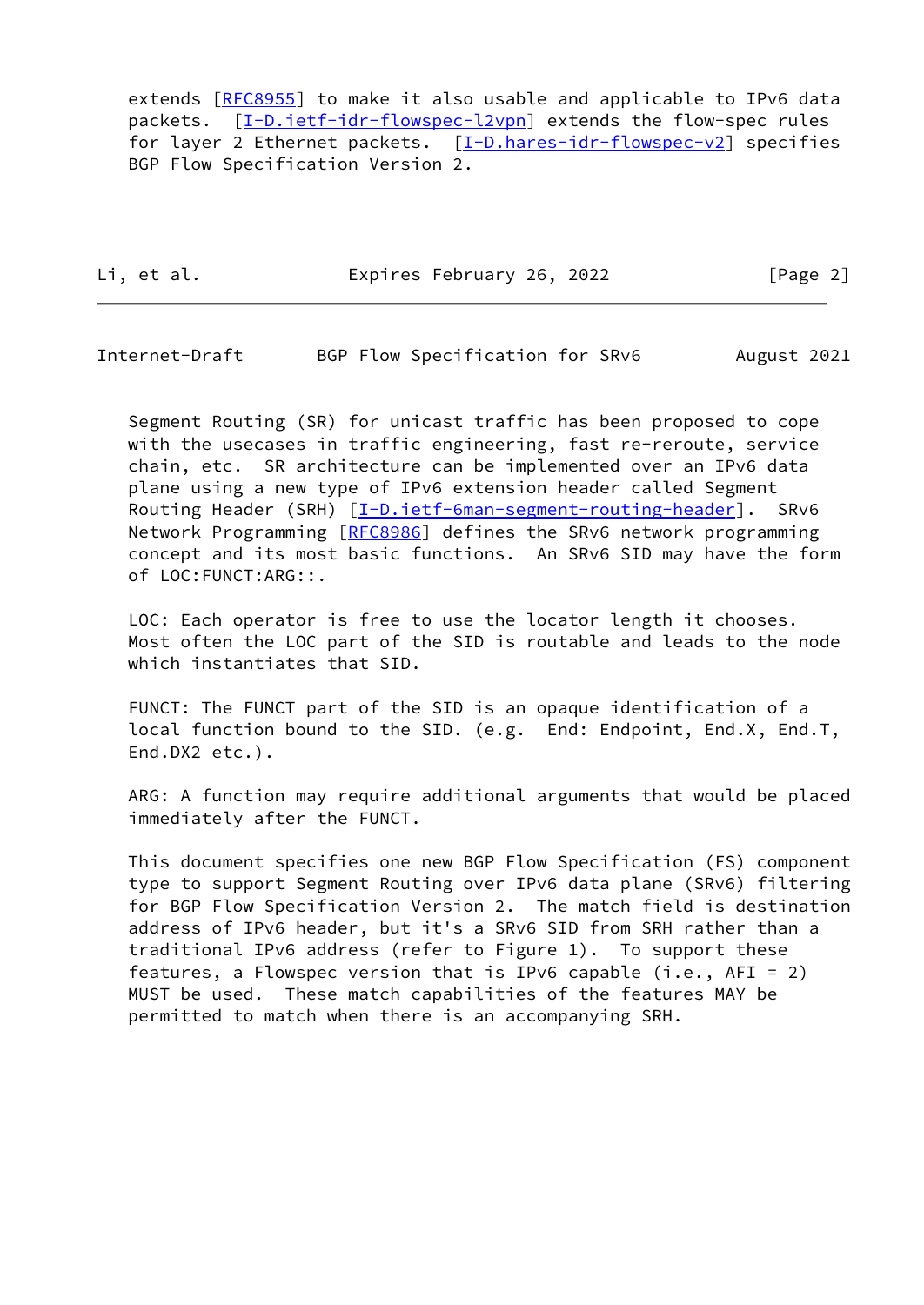extends [RFC8955] to make it also usable and applicable to IPv6 data packets. [I-D.ietf-idr-flowspec-l2vpn] extends the flow-spec rules for layer 2 Ethernet packets. [I-D.hares-idr-flowspec-v2] specifies BGP Flow Specification Version 2.

Segment Routing (SR) for unicast traffic has been proposed to cope with the usecases in traffic engineering, fast re-reroute, service chain, etc. SR architecture can be implemented over an IPv6 data plane using a new type of IPv6 extension header called Segment Routing Header (SRH) [I-D.ietf-6man-segment-routing-header]. SRv6 Network Programming [RFC8986] defines the SRv6 network programming concept and its most basic functions. An SRv6 SID may have the form of LOC:FUNCT:ARG::.

LOC: Each operator is free to use the locator length it chooses. Most often the LOC part of the SID is routable and leads to the node which instantiates that SID.

FUNCT: The FUNCT part of the SID is an opaque identification of a local function bound to the SID. (e.g. End: Endpoint, End.X, End.T, End.DX2 etc.).

ARG: A function may require additional arguments that would be placed immediately after the FUNCT.

This document specifies one new BGP Flow Specification (FS) component type to support Segment Routing over IPv6 data plane (SRv6) filtering for BGP Flow Specification Version 2. The match field is destination address of IPv6 header, but it's a SRv6 SID from SRH rather than a traditional IPv6 address (refer to Figure 1). To support these features, a Flowspec version that is IPv6 capable (i.e., AFI = 2) MUST be used. These match capabilities of the features MAY be permitted to match when there is an accompanying SRH.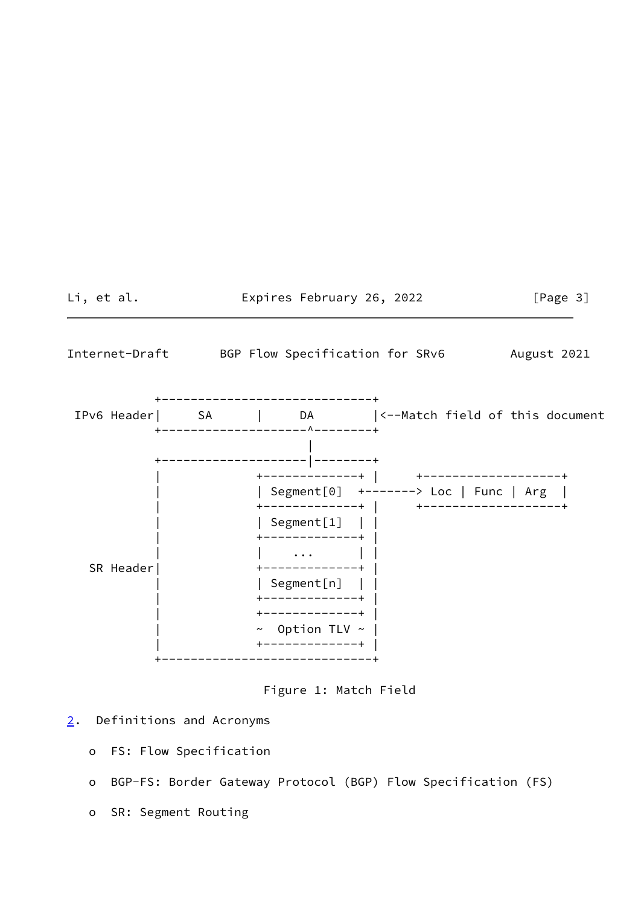```
          +-----------------------------+
 IPv6 Header|     SA      |     DA        |<--Match field of this document
          +--------------------^--------+
                               |
          +--------------------|--------+
          |             +-------------+ |      +-------------------+
          |             | Segment[0]  +-------> Loc | Func | Arg  |
          |             +-------------+ |      +-------------------+
          |             | Segment[1]  | |
          |             +-------------+ |
          |             |    ...      | |
  SR Header|             +-------------+ |
          |             | Segment[n]  | |
          |             +-------------+ |
          |             +-------------+ |
          |             ~  Option TLV ~ |
          |             +-------------+ |
          +-----------------------------+
```

Figure 1: Match Field

## 2. Definitions and Acronyms

- FS: Flow Specification
- BGP-FS: Border Gateway Protocol (BGP) Flow Specification (FS)
- SR: Segment Routing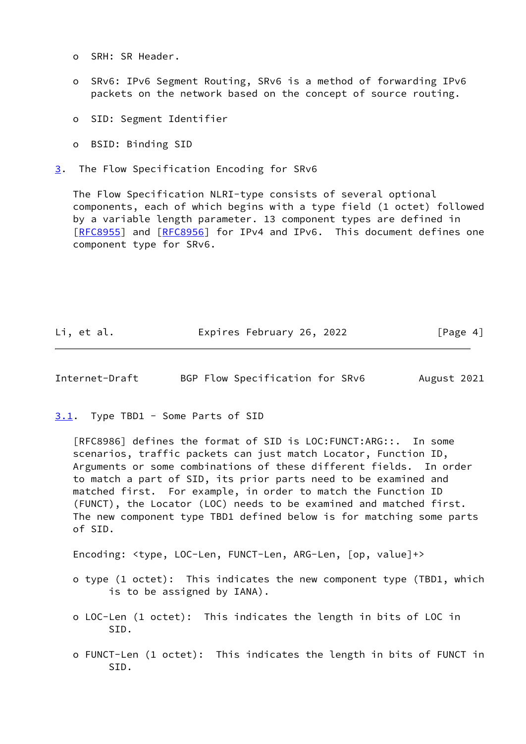- SRH: SR Header.
- SRv6: IPv6 Segment Routing, SRv6 is a method of forwarding IPv6 packets on the network based on the concept of source routing.
- SID: Segment Identifier
- BSID: Binding SID

## 3. The Flow Specification Encoding for SRv6

The Flow Specification NLRI-type consists of several optional components, each of which begins with a type field (1 octet) followed by a variable length parameter. 13 component types are defined in [RFC8955] and [RFC8956] for IPv4 and IPv6. This document defines one component type for SRv6.

### 3.1. Type TBD1 - Some Parts of SID

[RFC8986] defines the format of SID is LOC:FUNCT:ARG::. In some scenarios, traffic packets can just match Locator, Function ID, Arguments or some combinations of these different fields. In order to match a part of SID, its prior parts need to be examined and matched first. For example, in order to match the Function ID (FUNCT), the Locator (LOC) needs to be examined and matched first. The new component type TBD1 defined below is for matching some parts of SID.

Encoding: <type, LOC-Len, FUNCT-Len, ARG-Len, [op, value]+>

- type (1 octet): This indicates the new component type (TBD1, which is to be assigned by IANA).
- LOC-Len (1 octet): This indicates the length in bits of LOC in SID.
- FUNCT-Len (1 octet): This indicates the length in bits of FUNCT in SID.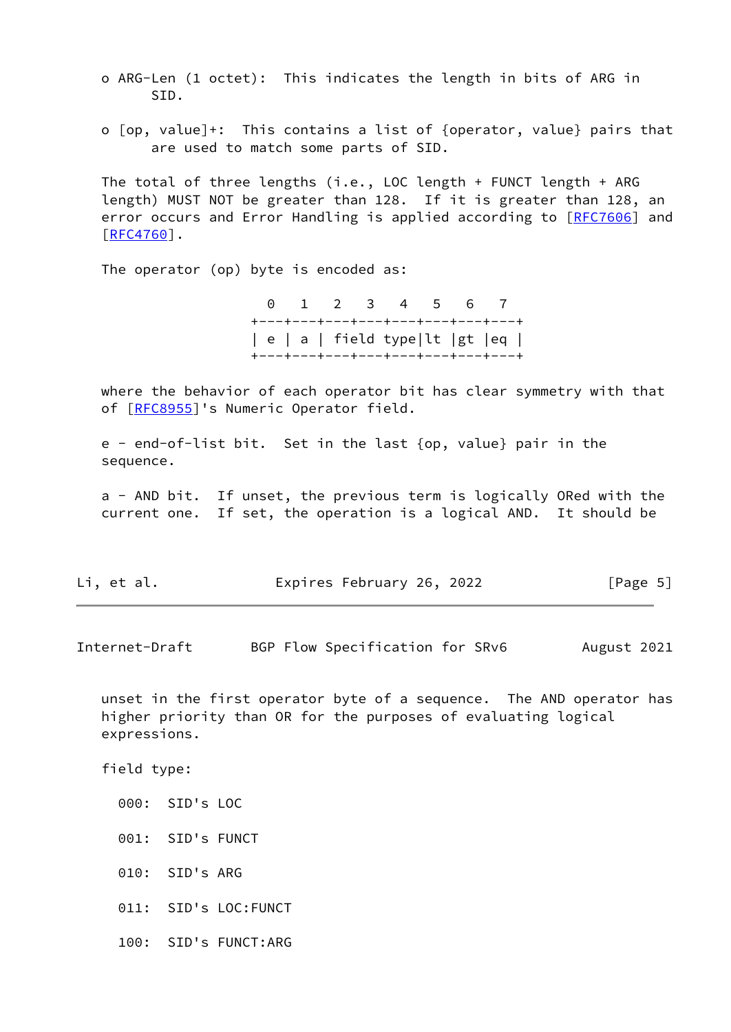- ARG-Len (1 octet): This indicates the length in bits of ARG in SID.

- [op, value]+: This contains a list of {operator, value} pairs that are used to match some parts of SID.

The total of three lengths (i.e., LOC length + FUNCT length + ARG length) MUST NOT be greater than 128. If it is greater than 128, an error occurs and Error Handling is applied according to [RFC7606] and [RFC4760].

The operator (op) byte is encoded as:

```
  0   1   2   3   4   5   6   7
+---+---+---+---+---+---+---+---+
| e | a | field type|lt |gt |eq |
+---+---+---+---+---+---+---+---+
```

where the behavior of each operator bit has clear symmetry with that of [RFC8955]'s Numeric Operator field.

e - end-of-list bit. Set in the last {op, value} pair in the sequence.

a - AND bit. If unset, the previous term is logically ORed with the current one. If set, the operation is a logical AND. It should be unset in the first operator byte of a sequence. The AND operator has higher priority than OR for the purposes of evaluating logical expressions.

field type:

000: SID's LOC

001: SID's FUNCT

010: SID's ARG

011: SID's LOC:FUNCT

100: SID's FUNCT:ARG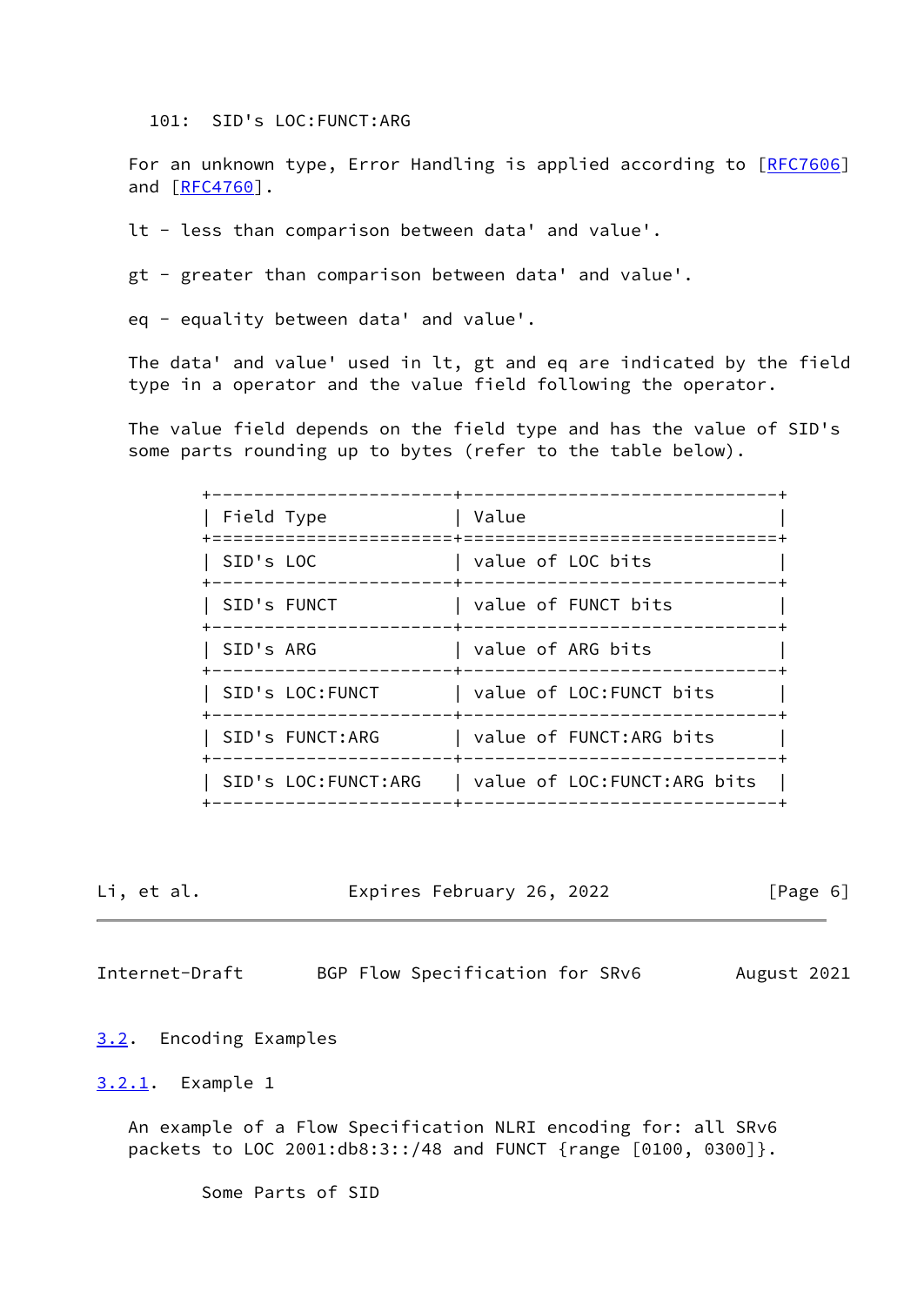101:  SID's LOC:FUNCT:ARG

For an unknown type, Error Handling is applied according to [RFC7606] and [RFC4760].

lt - less than comparison between data' and value'.

gt - greater than comparison between data' and value'.

eq - equality between data' and value'.

The data' and value' used in lt, gt and eq are indicated by the field type in a operator and the value field following the operator.

The value field depends on the field type and has the value of SID's some parts rounding up to bytes (refer to the table below).

| Field Type | Value |
|---|---|
| SID's LOC | value of LOC bits |
| SID's FUNCT | value of FUNCT bits |
| SID's ARG | value of ARG bits |
| SID's LOC:FUNCT | value of LOC:FUNCT bits |
| SID's FUNCT:ARG | value of FUNCT:ARG bits |
| SID's LOC:FUNCT:ARG | value of LOC:FUNCT:ARG bits |

### 3.2. Encoding Examples

#### 3.2.1. Example 1

An example of a Flow Specification NLRI encoding for: all SRv6 packets to LOC 2001:db8:3::/48 and FUNCT {range [0100, 0300]}.

Some Parts of SID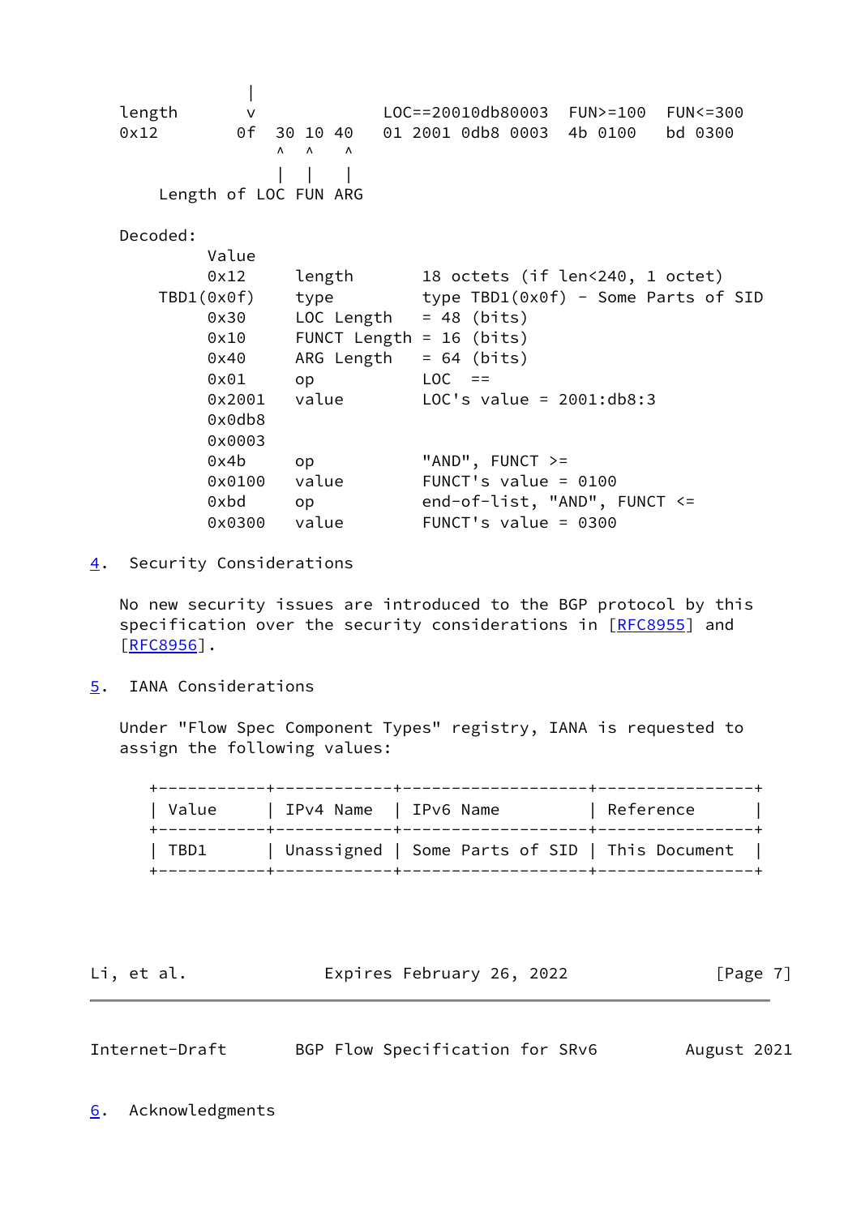```
                 |
   length       v              LOC==20010db80003  FUN>=100  FUN<=300
   0x12        0f  30 10 40   01 2001 0db8 0003  4b 0100   bd 0300
                    ^  ^   ^
                    |  |   |
       Length of LOC FUN ARG

   Decoded:
            Value
            0x12     length       18 octets (if len<240, 1 octet)
       TBD1(0x0f)    type         type TBD1(0x0f) - Some Parts of SID
            0x30     LOC Length   = 48 (bits)
            0x10     FUNCT Length = 16 (bits)
            0x40     ARG Length   = 64 (bits)
            0x01     op           LOC  ==
            0x2001   value        LOC's value = 2001:db8:3
            0x0db8
            0x0003
            0x4b     op           "AND", FUNCT >=
            0x0100   value        FUNCT's value = 0100
            0xbd     op           end-of-list, "AND", FUNCT <=
            0x0300   value        FUNCT's value = 0300
```

## 4. Security Considerations

No new security issues are introduced to the BGP protocol by this specification over the security considerations in [RFC8955] and [RFC8956].

## 5. IANA Considerations

Under "Flow Spec Component Types" registry, IANA is requested to assign the following values:

| Value | IPv4 Name | IPv6 Name | Reference |
|---|---|---|---|
| TBD1 | Unassigned | Some Parts of SID | This Document |

## 6. Acknowledgments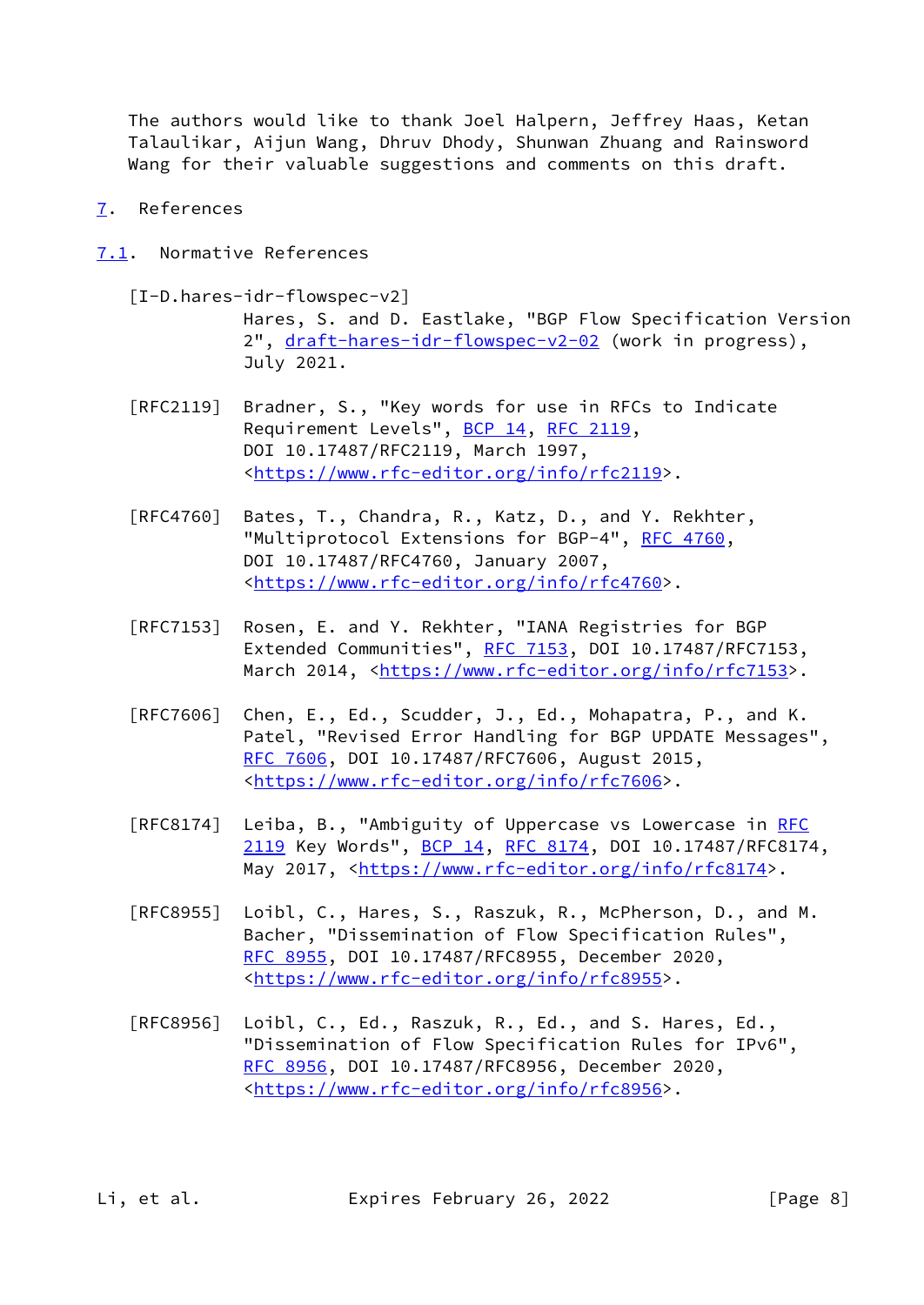The authors would like to thank Joel Halpern, Jeffrey Haas, Ketan Talaulikar, Aijun Wang, Dhruv Dhody, Shunwan Zhuang and Rainsword Wang for their valuable suggestions and comments on this draft.

# 7. References

## 7.1. Normative References

[I-D.hares-idr-flowspec-v2]
Hares, S. and D. Eastlake, "BGP Flow Specification Version 2", draft-hares-idr-flowspec-v2-02 (work in progress), July 2021.

[RFC2119] Bradner, S., "Key words for use in RFCs to Indicate Requirement Levels", BCP 14, RFC 2119, DOI 10.17487/RFC2119, March 1997, <https://www.rfc-editor.org/info/rfc2119>.

[RFC4760] Bates, T., Chandra, R., Katz, D., and Y. Rekhter, "Multiprotocol Extensions for BGP-4", RFC 4760, DOI 10.17487/RFC4760, January 2007, <https://www.rfc-editor.org/info/rfc4760>.

[RFC7153] Rosen, E. and Y. Rekhter, "IANA Registries for BGP Extended Communities", RFC 7153, DOI 10.17487/RFC7153, March 2014, <https://www.rfc-editor.org/info/rfc7153>.

[RFC7606] Chen, E., Ed., Scudder, J., Ed., Mohapatra, P., and K. Patel, "Revised Error Handling for BGP UPDATE Messages", RFC 7606, DOI 10.17487/RFC7606, August 2015, <https://www.rfc-editor.org/info/rfc7606>.

[RFC8174] Leiba, B., "Ambiguity of Uppercase vs Lowercase in RFC 2119 Key Words", BCP 14, RFC 8174, DOI 10.17487/RFC8174, May 2017, <https://www.rfc-editor.org/info/rfc8174>.

[RFC8955] Loibl, C., Hares, S., Raszuk, R., McPherson, D., and M. Bacher, "Dissemination of Flow Specification Rules", RFC 8955, DOI 10.17487/RFC8955, December 2020, <https://www.rfc-editor.org/info/rfc8955>.

[RFC8956] Loibl, C., Ed., Raszuk, R., Ed., and S. Hares, Ed., "Dissemination of Flow Specification Rules for IPv6", RFC 8956, DOI 10.17487/RFC8956, December 2020, <https://www.rfc-editor.org/info/rfc8956>.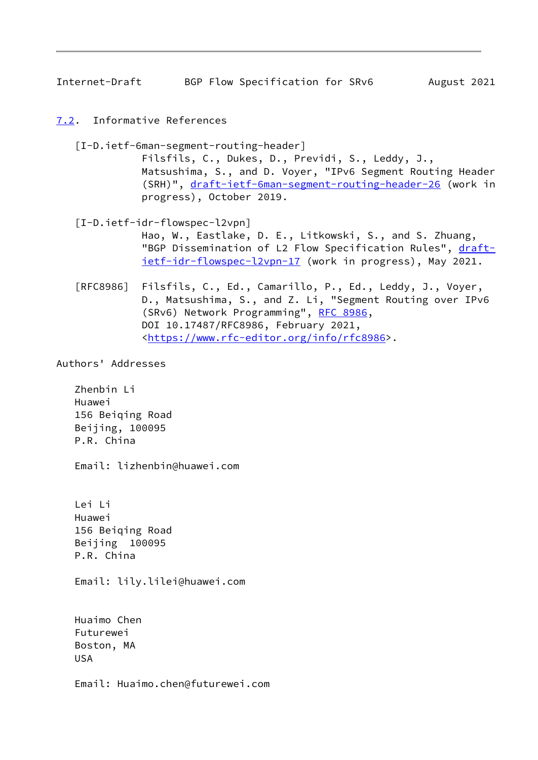## 7.2. Informative References

[I-D.ietf-6man-segment-routing-header]
Filsfils, C., Dukes, D., Previdi, S., Leddy, J., Matsushima, S., and D. Voyer, "IPv6 Segment Routing Header (SRH)", draft-ietf-6man-segment-routing-header-26 (work in progress), October 2019.

[I-D.ietf-idr-flowspec-l2vpn]
Hao, W., Eastlake, D. E., Litkowski, S., and S. Zhuang, "BGP Dissemination of L2 Flow Specification Rules", draft-ietf-idr-flowspec-l2vpn-17 (work in progress), May 2021.

[RFC8986] Filsfils, C., Ed., Camarillo, P., Ed., Leddy, J., Voyer, D., Matsushima, S., and Z. Li, "Segment Routing over IPv6 (SRv6) Network Programming", RFC 8986, DOI 10.17487/RFC8986, February 2021, <https://www.rfc-editor.org/info/rfc8986>.

## Authors' Addresses

Zhenbin Li
Huawei
156 Beiqing Road
Beijing, 100095
P.R. China

Email: lizhenbin@huawei.com

Lei Li
Huawei
156 Beiqing Road
Beijing 100095
P.R. China

Email: lily.lilei@huawei.com

Huaimo Chen
Futurewei
Boston, MA
USA

Email: Huaimo.chen@futurewei.com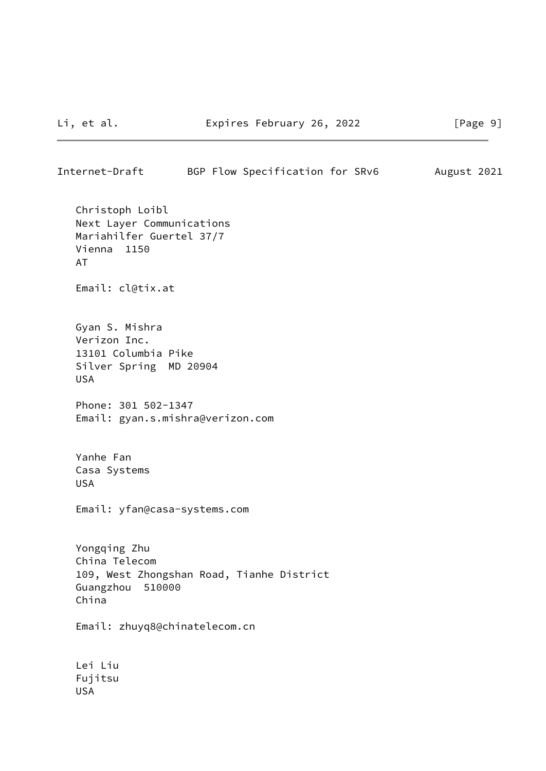Christoph Loibl
Next Layer Communications
Mariahilfer Guertel 37/7
Vienna  1150
AT

Email: cl@tix.at

Gyan S. Mishra
Verizon Inc.
13101 Columbia Pike
Silver Spring  MD 20904
USA

Phone: 301 502-1347
Email: gyan.s.mishra@verizon.com

Yanhe Fan
Casa Systems
USA

Email: yfan@casa-systems.com

Yongqing Zhu
China Telecom
109, West Zhongshan Road, Tianhe District
Guangzhou  510000
China

Email: zhuyq8@chinatelecom.cn

Lei Liu
Fujitsu
USA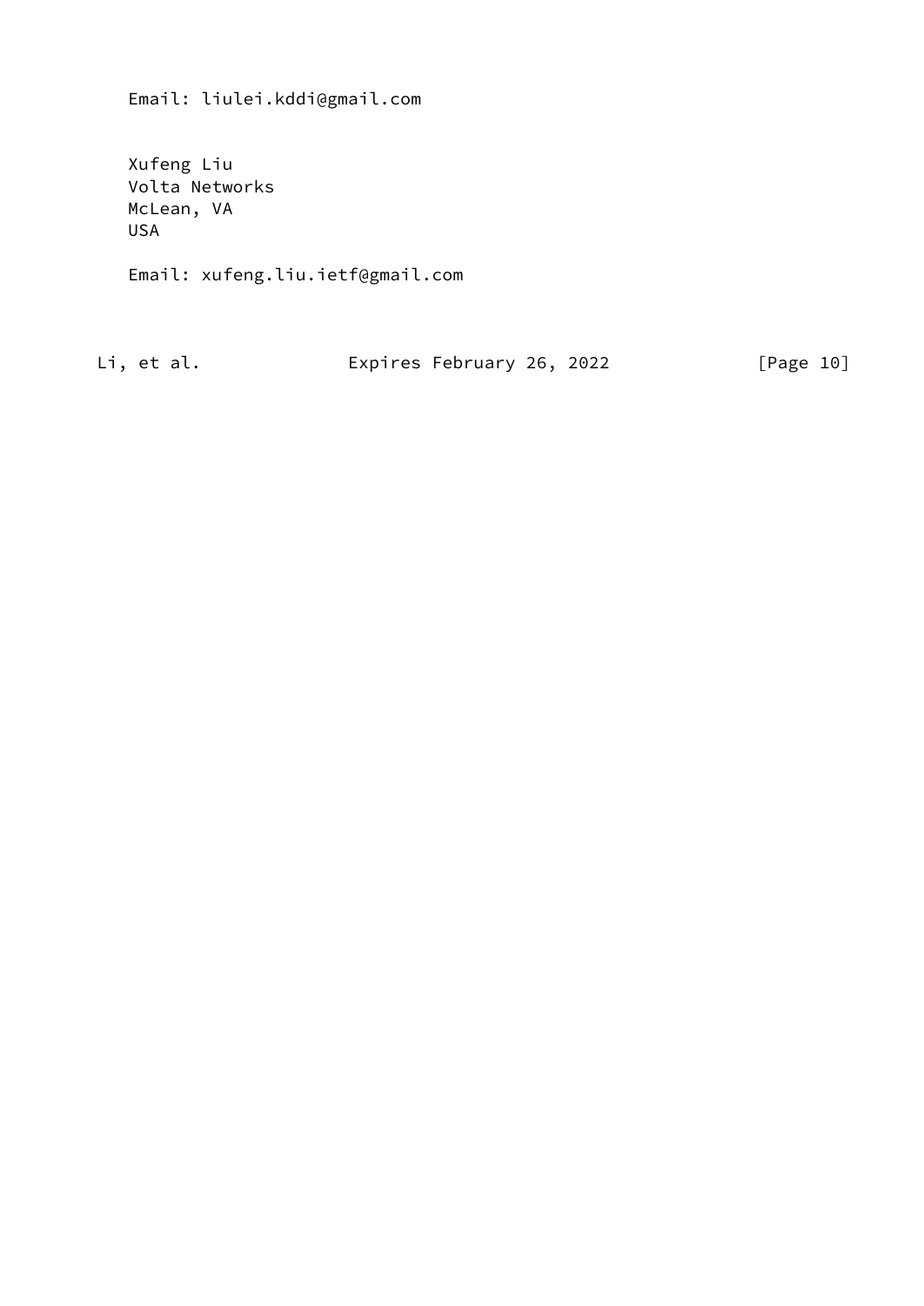Email: liulei.kddi@gmail.com

Xufeng Liu
Volta Networks
McLean, VA
USA

Email: xufeng.liu.ietf@gmail.com